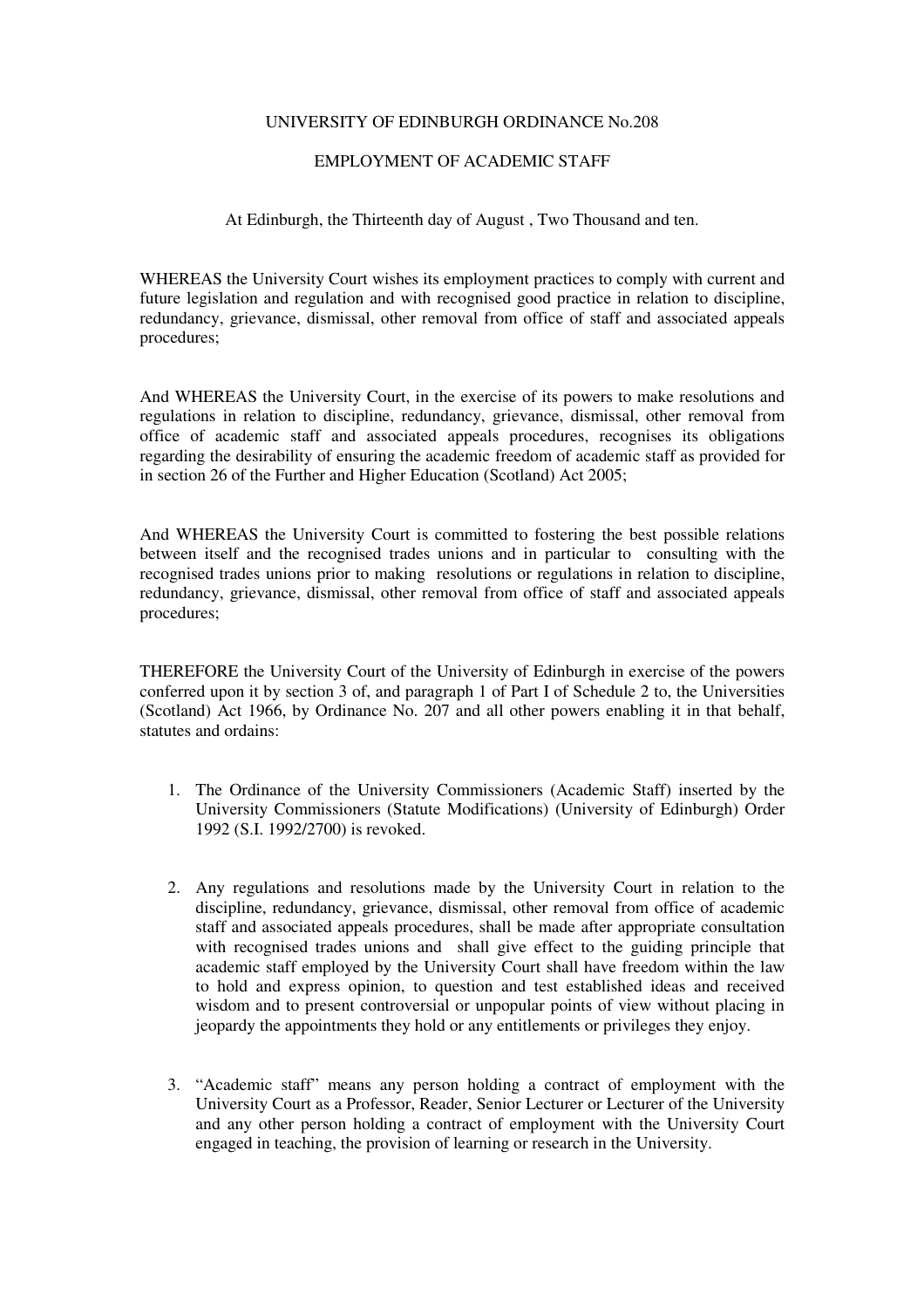# UNIVERSITY OF EDINBURGH ORDINANCE No.208

## EMPLOYMENT OF ACADEMIC STAFF

At Edinburgh, the Thirteenth day of August , Two Thousand and ten.

WHEREAS the University Court wishes its employment practices to comply with current and future legislation and regulation and with recognised good practice in relation to discipline, redundancy, grievance, dismissal, other removal from office of staff and associated appeals procedures;

And WHEREAS the University Court, in the exercise of its powers to make resolutions and regulations in relation to discipline, redundancy, grievance, dismissal, other removal from office of academic staff and associated appeals procedures, recognises its obligations regarding the desirability of ensuring the academic freedom of academic staff as provided for in section 26 of the Further and Higher Education (Scotland) Act 2005;

And WHEREAS the University Court is committed to fostering the best possible relations between itself and the recognised trades unions and in particular to consulting with the recognised trades unions prior to making resolutions or regulations in relation to discipline, redundancy, grievance, dismissal, other removal from office of staff and associated appeals procedures;

THEREFORE the University Court of the University of Edinburgh in exercise of the powers conferred upon it by section 3 of, and paragraph 1 of Part I of Schedule 2 to, the Universities (Scotland) Act 1966, by Ordinance No. 207 and all other powers enabling it in that behalf, statutes and ordains:

1. The Ordinance of the University Commissioners (Academic Staff) inserted by the University Commissioners (Statute Modifications) (University of Edinburgh) Order 1992 (S.I. 1992/2700) is revoked.

2. Any regulations and resolutions made by the University Court in relation to the discipline, redundancy, grievance, dismissal, other removal from office of academic staff and associated appeals procedures, shall be made after appropriate consultation with recognised trades unions and shall give effect to the guiding principle that academic staff employed by the University Court shall have freedom within the law to hold and express opinion, to question and test established ideas and received wisdom and to present controversial or unpopular points of view without placing in jeopardy the appointments they hold or any entitlements or privileges they enjoy.

3. "Academic staff" means any person holding a contract of employment with the University Court as a Professor, Reader, Senior Lecturer or Lecturer of the University and any other person holding a contract of employment with the University Court engaged in teaching, the provision of learning or research in the University.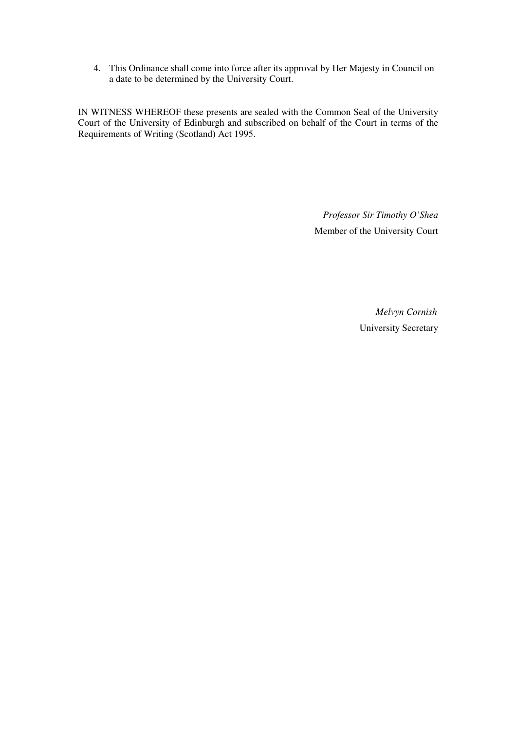4. This Ordinance shall come into force after its approval by Her Majesty in Council on a date to be determined by the University Court.

IN WITNESS WHEREOF these presents are sealed with the Common Seal of the University Court of the University of Edinburgh and subscribed on behalf of the Court in terms of the Requirements of Writing (Scotland) Act 1995.

*Professor Sir Timothy O'Shea*
Member of the University Court

*Melvyn Cornish*
University Secretary